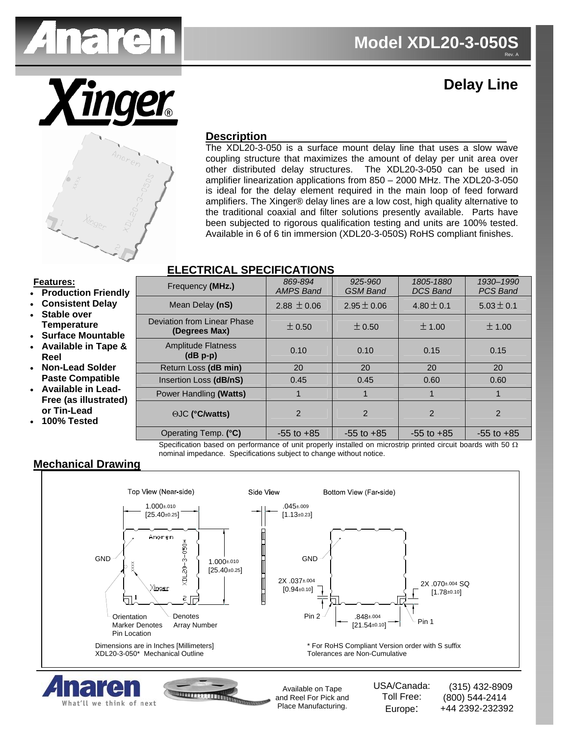# Model XDL20-3-050S

Rev. A

## Delay Line

### Description

The XDL20-3-050 is a surface mount delay line that uses a slow wave coupling structure that maximizes the amount of delay per unit area over other distributed delay structures. The XDL20-3-050 can be used in amplifier linearization applications from 850 – 2000 MHz. The XDL20-3-050 is ideal for the delay element required in the main loop of feed forward amplifiers. The Xinger® delay lines are a low cost, high quality alternative to the traditional coaxial and filter solutions presently available. Parts have been subjected to rigorous qualification testing and units are 100% tested. Available in 6 of 6 tin immersion (XDL20-3-050S) RoHS compliant finishes.

**Features:**

- **Production Friendly**
- **Consistent Delay**
- **Stable over Temperature**
- **Surface Mountable**
- **Available in Tape & Reel**
- **Non-Lead Solder Paste Compatible**
- **Available in Lead-Free (as illustrated) or Tin-Lead**
- **100% Tested**

### ELECTRICAL SPECIFICATIONS

| Frequency **(MHz.)** | *869-894 AMPS Band* | *925-960 GSM Band* | *1805-1880 DCS Band* | *1930–1990 PCS Band* |
|---|---|---|---|---|
| Mean Delay **(nS)** | 2.88 ± 0.06 | 2.95 ± 0.06 | 4.80 ± 0.1 | 5.03 ± 0.1 |
| Deviation from Linear Phase **(Degrees Max)** | ± 0.50 | ± 0.50 | ± 1.00 | ± 1.00 |
| Amplitude Flatness **(dB p-p)** | 0.10 | 0.10 | 0.15 | 0.15 |
| Return Loss **(dB min)** | 20 | 20 | 20 | 20 |
| Insertion Loss **(dB/nS)** | 0.45 | 0.45 | 0.60 | 0.60 |
| Power Handling **(Watts)** | 1 | 1 | 1 | 1 |
| ΘJC **(°C/watts)** | 2 | 2 | 2 | 2 |
| Operating Temp. **(°C)** | -55 to +85 | -55 to +85 | -55 to +85 | -55 to +85 |

Specification based on performance of unit properly installed on microstrip printed circuit boards with 50 Ω nominal impedance. Specifications subject to change without notice.

### Mechanical Drawing

Top View (Near-side) — Side View — Bottom View (Far-side)

1.000±.010 [25.40±0.25]; 1.000±.010 [25.40±0.25]; .045±.009 [1.13±0.23]; 2X .037±.004 [0.94±0.10]; 2X .070±.004 SQ [1.78±0.10]; .848±.004 [21.54±0.10]

GND; Pin 1; Pin 2; Orientation Marker Denotes Pin Location; Denotes Array Number

Dimensions are in Inches [Millimeters]
XDL20-3-050* Mechanical Outline

* For RoHS Compliant Version order with S suffix
Tolerances are Non-Cumulative

Available on Tape and Reel For Pick and Place Manufacturing.

| | |
|---|---|
| USA/Canada: | (315) 432-8909 |
| Toll Free: | (800) 544-2414 |
| Europe: | +44 2392-232392 |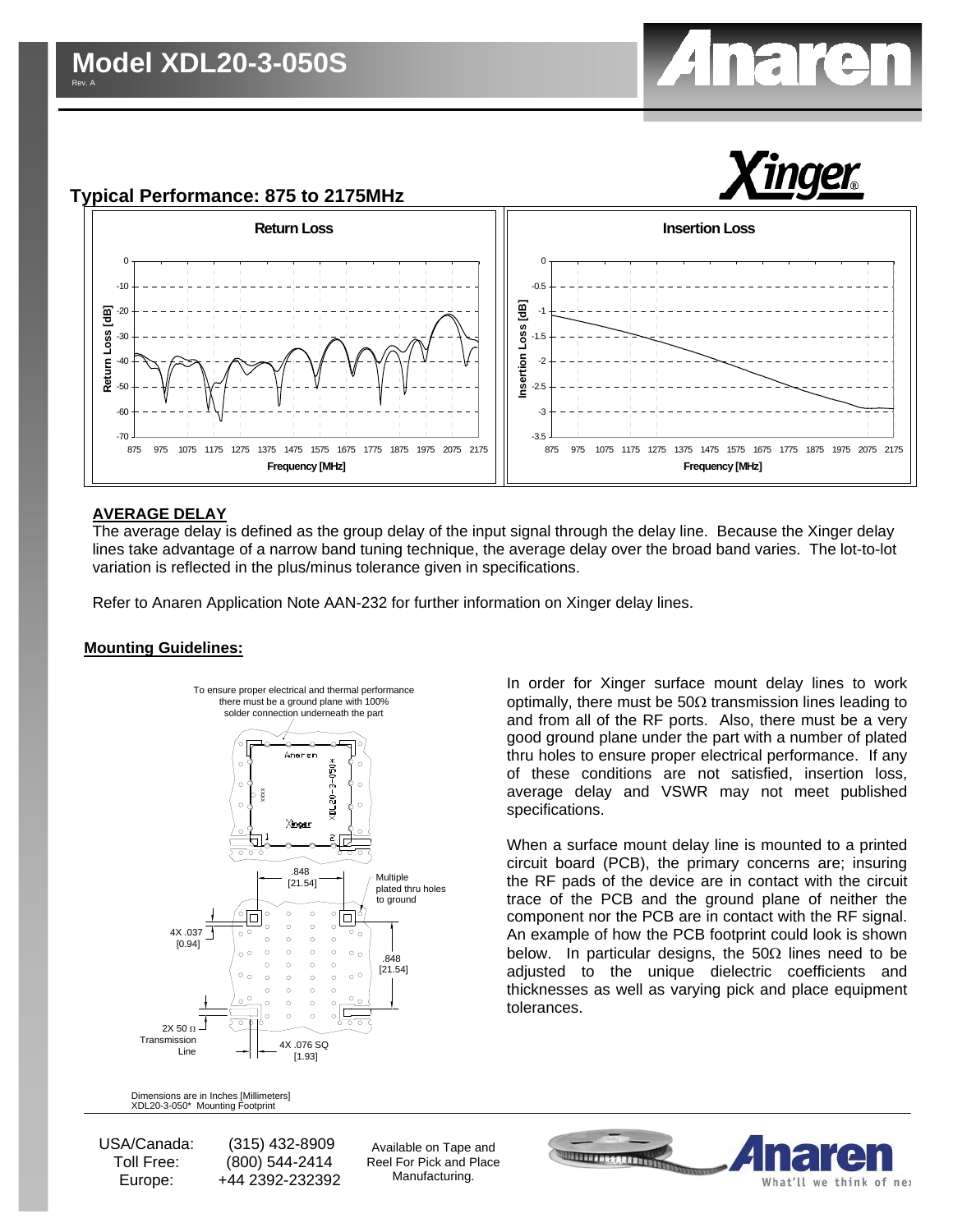# Model XDL20-3-050S

Rev. A

## Typical Performance: 875 to 2175MHz

**Return Loss**

**Insertion Loss**

**AVERAGE DELAY**

The average delay is defined as the group delay of the input signal through the delay line. Because the Xinger delay lines take advantage of a narrow band tuning technique, the average delay over the broad band varies. The lot-to-lot variation is reflected in the plus/minus tolerance given in specifications.

Refer to Anaren Application Note AAN-232 for further information on Xinger delay lines.

**Mounting Guidelines:**

To ensure proper electrical and thermal performance there must be a ground plane with 100% solder connection underneath the part

Dimensions are in Inches [Millimeters]
XDL20-3-050* Mounting Footprint

In order for Xinger surface mount delay lines to work optimally, there must be 50Ω transmission lines leading to and from all of the RF ports. Also, there must be a very good ground plane under the part with a number of plated thru holes to ensure proper electrical performance. If any of these conditions are not satisfied, insertion loss, average delay and VSWR may not meet published specifications.

When a surface mount delay line is mounted to a printed circuit board (PCB), the primary concerns are; insuring the RF pads of the device are in contact with the circuit trace of the PCB and the ground plane of neither the component nor the PCB are in contact with the RF signal. An example of how the PCB footprint could look is shown below. In particular designs, the 50Ω lines need to be adjusted to the unique dielectric coefficients and thicknesses as well as varying pick and place equipment tolerances.

USA/Canada: (315) 432-8909
Toll Free: (800) 544-2414
Europe: +44 2392-232392

Available on Tape and Reel For Pick and Place Manufacturing.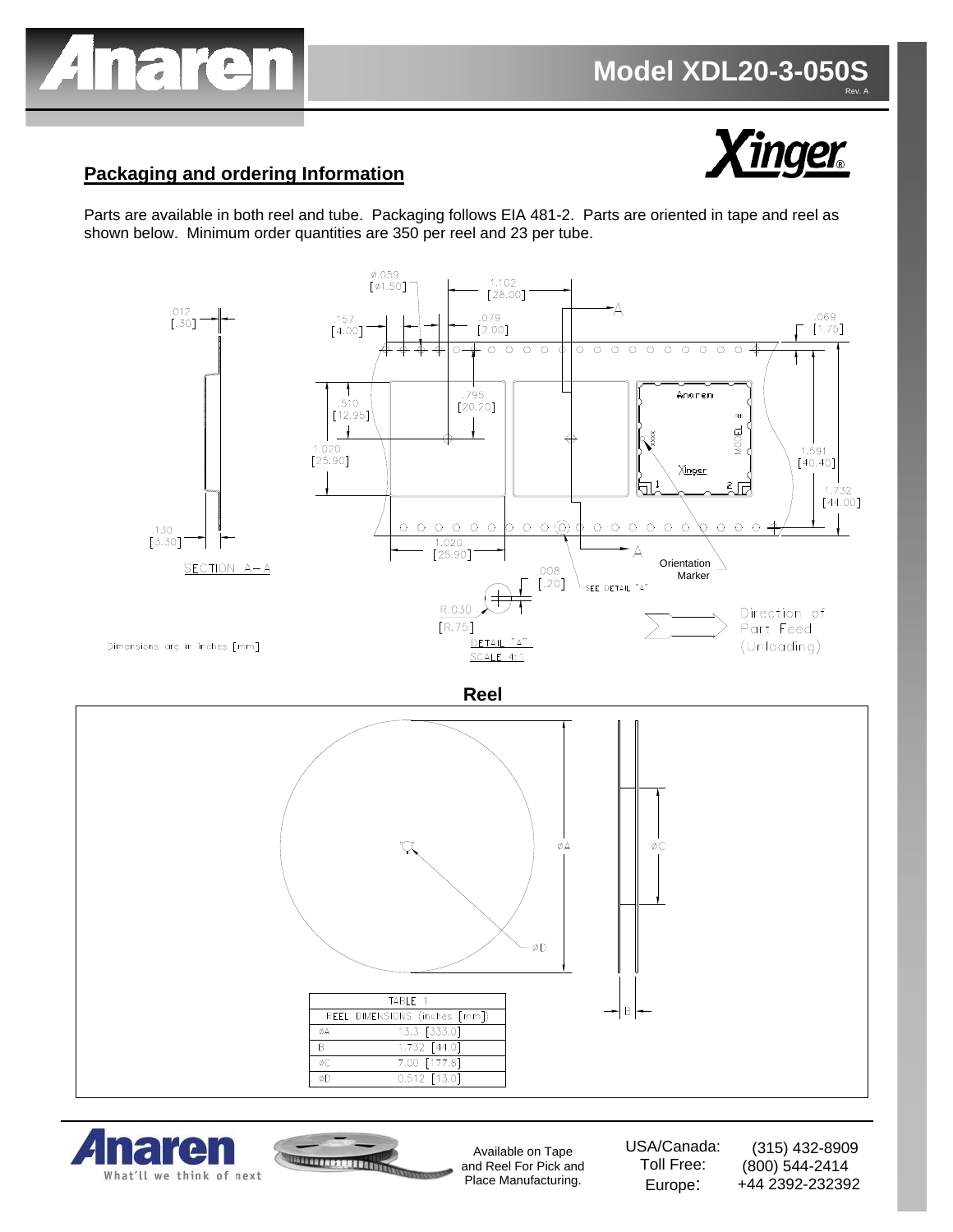## Packaging and ordering Information

Parts are available in both reel and tube. Packaging follows EIA 481-2. Parts are oriented in tape and reel as shown below. Minimum order quantities are 350 per reel and 23 per tube.

.012 [.30]

.130 [3.30]

SECTION A–A

ø.059 [ø1.50]

1.102 [28.00]

.157 [4.00]

.079 [2.00]

.069 [1.75]

.795 [20.20]

.510 [12.95]

1.020 [25.90]

1.591 [40.40]

1.732 [44.00]

1.020 [25.90]

.008 [.20]

SEE DETAIL "A"

R.030 [R.75]

DETAIL "A" SCALE 4:1

Orientation Marker

Direction of Part Feed (Unloading)

Dimensions are in inches [mm]

**Reel**

øA

øC

øD

B

| TABLE 1 | |
|---|---|
| REEL DIMENSIONS (inches [mm]) | |
| øA | 13.3 [333.0] |
| B | 1.732 [44.0] |
| øC | 7.00 [177.8] |
| øD | 0.512 [13.0] |

Available on Tape and Reel For Pick and Place Manufacturing.

USA/Canada: (315) 432-8909
Toll Free: (800) 544-2414
Europe: +44 2392-232392